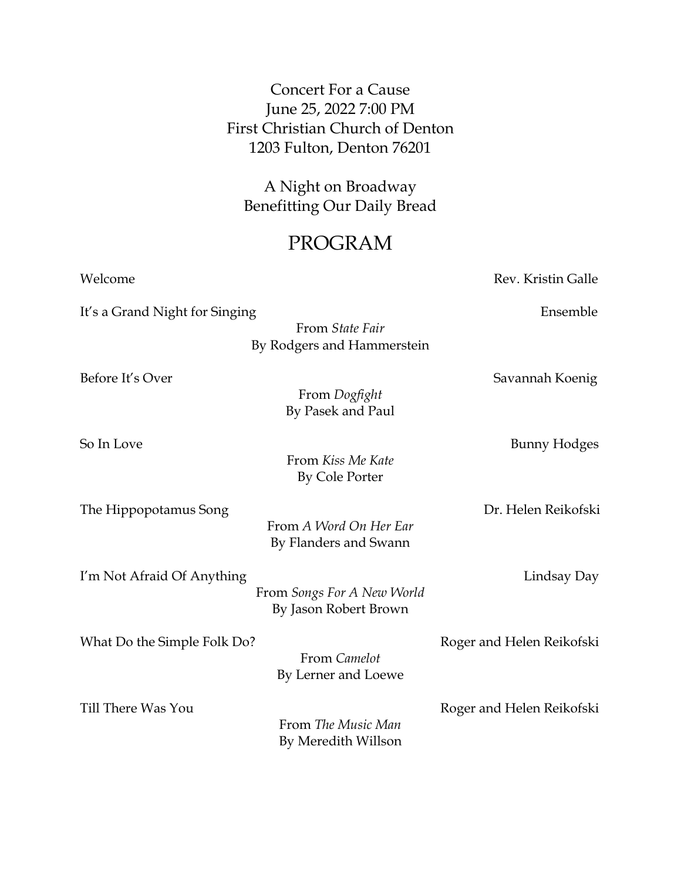Concert For a Cause
June 25, 2022 7:00 PM
First Christian Church of Denton
1203 Fulton, Denton 76201

A Night on Broadway
Benefitting Our Daily Bread

# PROGRAM

Welcome — Rev. Kristin Galle

It's a Grand Night for Singing — Ensemble
From *State Fair*
By Rodgers and Hammerstein

Before It's Over — Savannah Koenig
From *Dogfight*
By Pasek and Paul

So In Love — Bunny Hodges
From *Kiss Me Kate*
By Cole Porter

The Hippopotamus Song — Dr. Helen Reikofski
From *A Word On Her Ear*
By Flanders and Swann

I'm Not Afraid Of Anything — Lindsay Day
From *Songs For A New World*
By Jason Robert Brown

What Do the Simple Folk Do? — Roger and Helen Reikofski
From *Camelot*
By Lerner and Loewe

Till There Was You — Roger and Helen Reikofski
From *The Music Man*
By Meredith Willson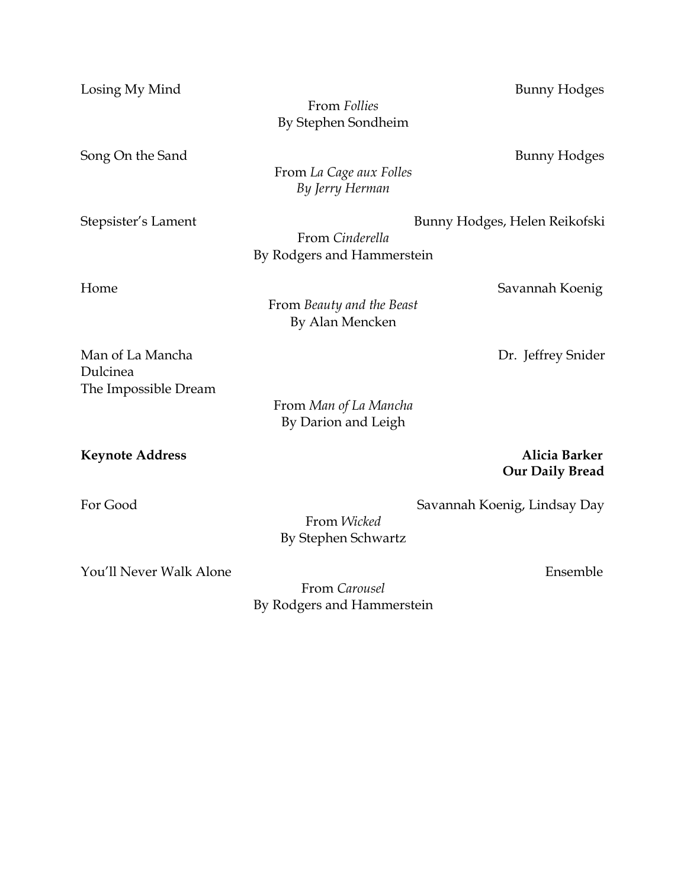Losing My Mind — Bunny Hodges
From *Follies*
By Stephen Sondheim

Song On the Sand — Bunny Hodges
From *La Cage aux Folles*
*By Jerry Herman*

Stepsister's Lament — Bunny Hodges, Helen Reikofski
From *Cinderella*
By Rodgers and Hammerstein

Home — Savannah Koenig
From *Beauty and the Beast*
By Alan Mencken

Man of La Mancha
Dulcinea
The Impossible Dream — Dr. Jeffrey Snider
From *Man of La Mancha*
By Darion and Leigh

**Keynote Address** — **Alicia Barker**
**Our Daily Bread**

For Good — Savannah Koenig, Lindsay Day
From *Wicked*
By Stephen Schwartz

You'll Never Walk Alone — Ensemble
From *Carousel*
By Rodgers and Hammerstein